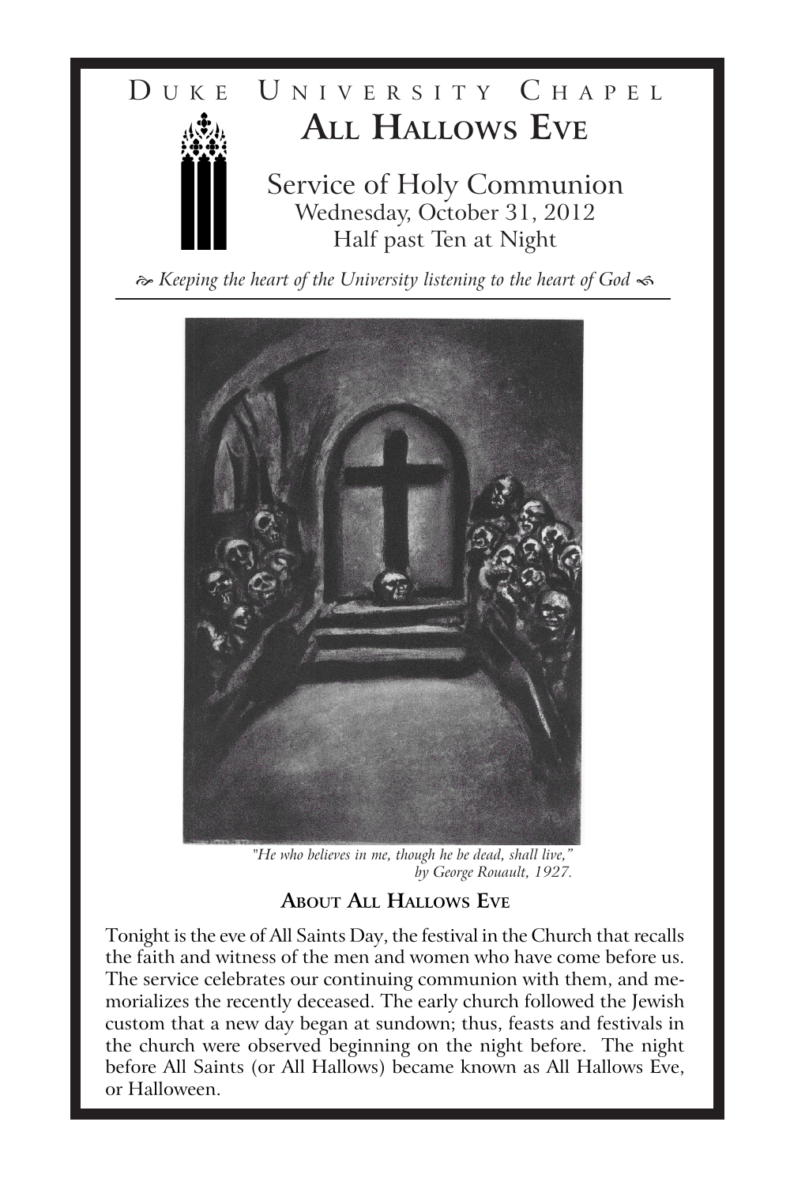Duke University Chapel

# All Hallows Eve

## Service of Holy Communion

Wednesday, October 31, 2012

Half past Ten at Night

*Keeping the heart of the University listening to the heart of God*

*"He who believes in me, though he be dead, shall live,"*
*by George Rouault, 1927.*

### About All Hallows Eve

Tonight is the eve of All Saints Day, the festival in the Church that recalls the faith and witness of the men and women who have come before us. The service celebrates our continuing communion with them, and memorializes the recently deceased. The early church followed the Jewish custom that a new day began at sundown; thus, feasts and festivals in the church were observed beginning on the night before. The night before All Saints (or All Hallows) became known as All Hallows Eve, or Halloween.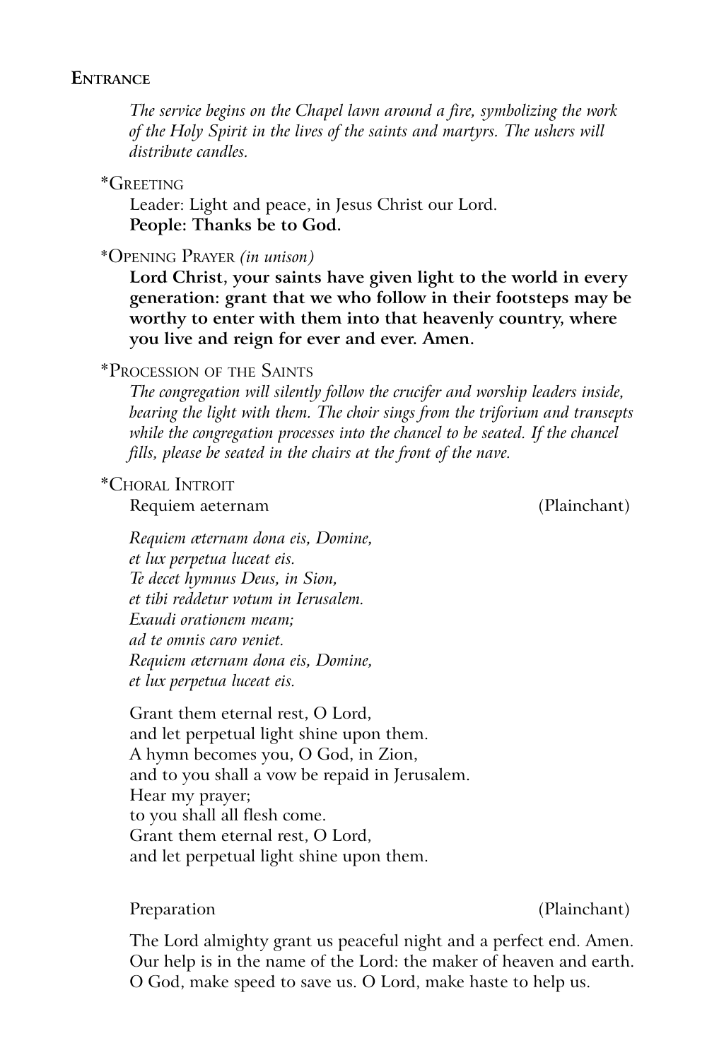## Entrance

*The service begins on the Chapel lawn around a fire, symbolizing the work of the Holy Spirit in the lives of the saints and martyrs. The ushers will distribute candles.*

*Greeting

Leader: Light and peace, in Jesus Christ our Lord.
**People: Thanks be to God.**

*Opening Prayer *(in unison)*

**Lord Christ, your saints have given light to the world in every generation: grant that we who follow in their footsteps may be worthy to enter with them into that heavenly country, where you live and reign for ever and ever. Amen.**

*Procession of the Saints

*The congregation will silently follow the crucifer and worship leaders inside, bearing the light with them. The choir sings from the triforium and transepts while the congregation processes into the chancel to be seated. If the chancel fills, please be seated in the chairs at the front of the nave.*

*Choral Introit

Requiem aeternam (Plainchant)

*Requiem æternam dona eis, Domine,*
*et lux perpetua luceat eis.*
*Te decet hymnus Deus, in Sion,*
*et tibi reddetur votum in Ierusalem.*
*Exaudi orationem meam;*
*ad te omnis caro veniet.*
*Requiem æternam dona eis, Domine,*
*et lux perpetua luceat eis.*

Grant them eternal rest, O Lord,
and let perpetual light shine upon them.
A hymn becomes you, O God, in Zion,
and to you shall a vow be repaid in Jerusalem.
Hear my prayer;
to you shall all flesh come.
Grant them eternal rest, O Lord,
and let perpetual light shine upon them.

Preparation (Plainchant)

The Lord almighty grant us peaceful night and a perfect end. Amen.
Our help is in the name of the Lord: the maker of heaven and earth.
O God, make speed to save us. O Lord, make haste to help us.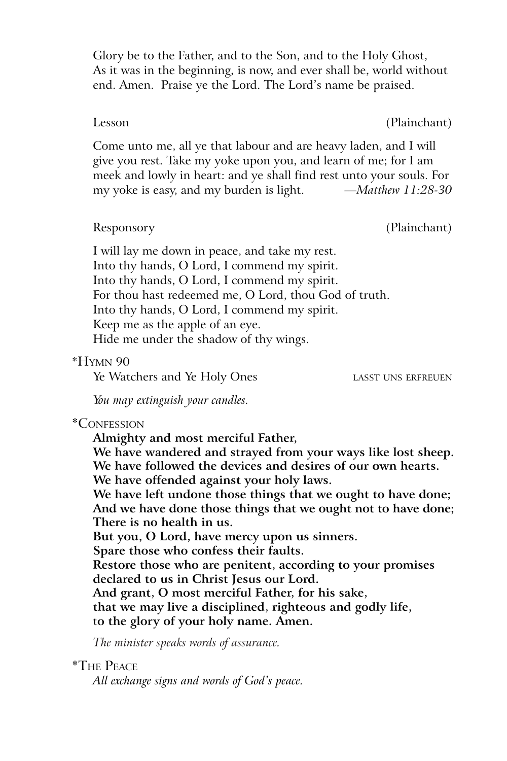Glory be to the Father, and to the Son, and to the Holy Ghost,
As it was in the beginning, is now, and ever shall be, world without end. Amen. Praise ye the Lord. The Lord's name be praised.

Lesson (Plainchant)

Come unto me, all ye that labour and are heavy laden, and I will give you rest. Take my yoke upon you, and learn of me; for I am meek and lowly in heart: and ye shall find rest unto your souls. For my yoke is easy, and my burden is light. —*Matthew 11:28-30*

Responsory (Plainchant)

I will lay me down in peace, and take my rest.
Into thy hands, O Lord, I commend my spirit.
Into thy hands, O Lord, I commend my spirit.
For thou hast redeemed me, O Lord, thou God of truth.
Into thy hands, O Lord, I commend my spirit.
Keep me as the apple of an eye.
Hide me under the shadow of thy wings.

*HYMN 90

Ye Watchers and Ye Holy Ones LASST UNS ERFREUEN

*You may extinguish your candles.*

*CONFESSION

**Almighty and most merciful Father,**
**We have wandered and strayed from your ways like lost sheep.**
**We have followed the devices and desires of our own hearts.**
**We have offended against your holy laws.**
**We have left undone those things that we ought to have done;**
**And we have done those things that we ought not to have done;**
**There is no health in us.**
**But you, O Lord, have mercy upon us sinners.**
**Spare those who confess their faults.**
**Restore those who are penitent, according to your promises declared to us in Christ Jesus our Lord.**
**And grant, O most merciful Father, for his sake,**
**that we may live a disciplined, righteous and godly life,**
**to the glory of your holy name. Amen.**

*The minister speaks words of assurance.*

*THE PEACE

*All exchange signs and words of God's peace.*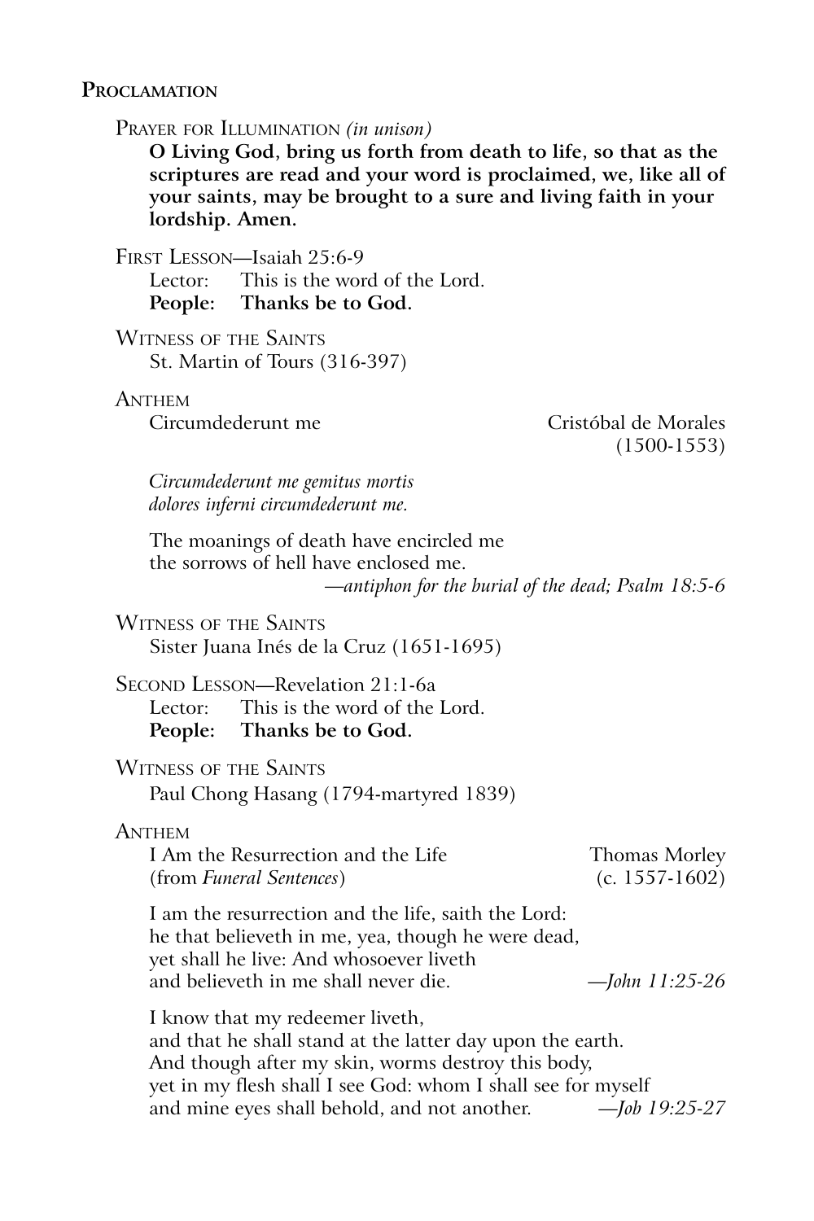## Proclamation

Prayer for Illumination *(in unison)*

**O Living God, bring us forth from death to life, so that as the scriptures are read and your word is proclaimed, we, like all of your saints, may be brought to a sure and living faith in your lordship. Amen.**

First Lesson—Isaiah 25:6-9

Lector: This is the word of the Lord.
**People: Thanks be to God.**

Witness of the Saints

St. Martin of Tours (316-397)

Anthem

Circumdederunt me — Cristóbal de Morales (1500-1553)

*Circumdederunt me gemitus mortis*
*dolores inferni circumdederunt me.*

The moanings of death have encircled me
the sorrows of hell have enclosed me.

*—antiphon for the burial of the dead; Psalm 18:5-6*

Witness of the Saints

Sister Juana Inés de la Cruz (1651-1695)

Second Lesson—Revelation 21:1-6a

Lector: This is the word of the Lord.
**People: Thanks be to God.**

Witness of the Saints

Paul Chong Hasang (1794-martyred 1839)

Anthem

I Am the Resurrection and the Life (from *Funeral Sentences*) — Thomas Morley (c. 1557-1602)

I am the resurrection and the life, saith the Lord:
he that believeth in me, yea, though he were dead,
yet shall he live: And whosoever liveth
and believeth in me shall never die. *—John 11:25-26*

I know that my redeemer liveth,
and that he shall stand at the latter day upon the earth.
And though after my skin, worms destroy this body,
yet in my flesh shall I see God: whom I shall see for myself
and mine eyes shall behold, and not another. *—Job 19:25-27*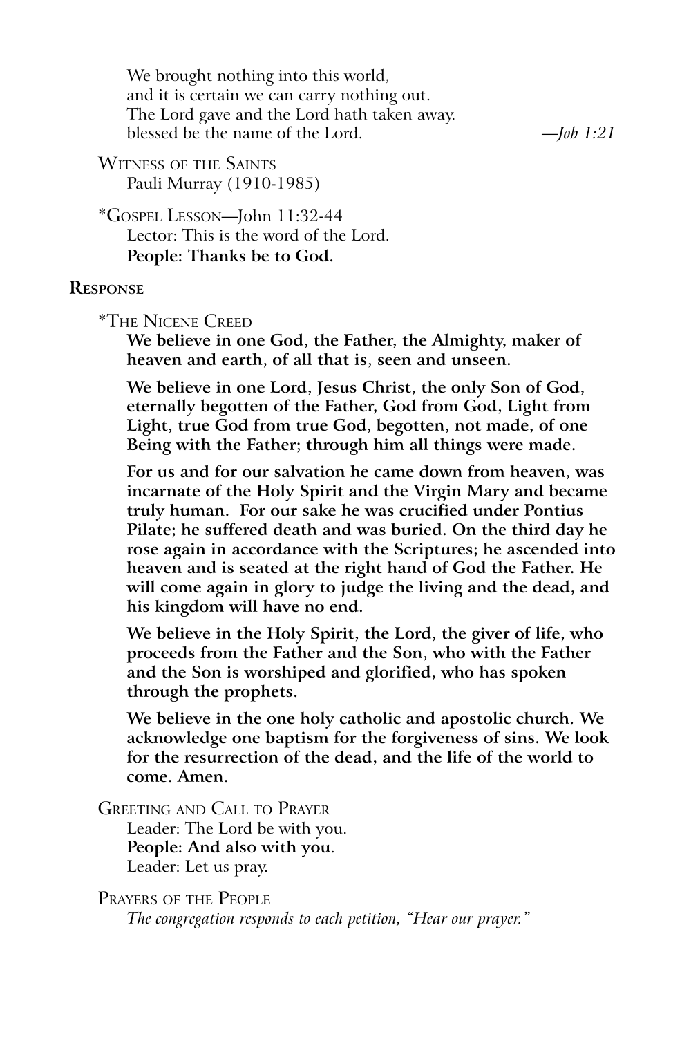We brought nothing into this world,
and it is certain we can carry nothing out.
The Lord gave and the Lord hath taken away.
blessed be the name of the Lord. *—Job 1:21*

Witness of the Saints
Pauli Murray (1910-1985)

*Gospel Lesson—John 11:32-44
Lector: This is the word of the Lord.
**People: Thanks be to God.**

## Response

*The Nicene Creed

**We believe in one God, the Father, the Almighty, maker of heaven and earth, of all that is, seen and unseen.**

**We believe in one Lord, Jesus Christ, the only Son of God, eternally begotten of the Father, God from God, Light from Light, true God from true God, begotten, not made, of one Being with the Father; through him all things were made.**

**For us and for our salvation he came down from heaven, was incarnate of the Holy Spirit and the Virgin Mary and became truly human. For our sake he was crucified under Pontius Pilate; he suffered death and was buried. On the third day he rose again in accordance with the Scriptures; he ascended into heaven and is seated at the right hand of God the Father. He will come again in glory to judge the living and the dead, and his kingdom will have no end.**

**We believe in the Holy Spirit, the Lord, the giver of life, who proceeds from the Father and the Son, who with the Father and the Son is worshiped and glorified, who has spoken through the prophets.**

**We believe in the one holy catholic and apostolic church. We acknowledge one baptism for the forgiveness of sins. We look for the resurrection of the dead, and the life of the world to come. Amen.**

Greeting and Call to Prayer
Leader: The Lord be with you.
**People: And also with you**.
Leader: Let us pray.

Prayers of the People
*The congregation responds to each petition, "Hear our prayer."*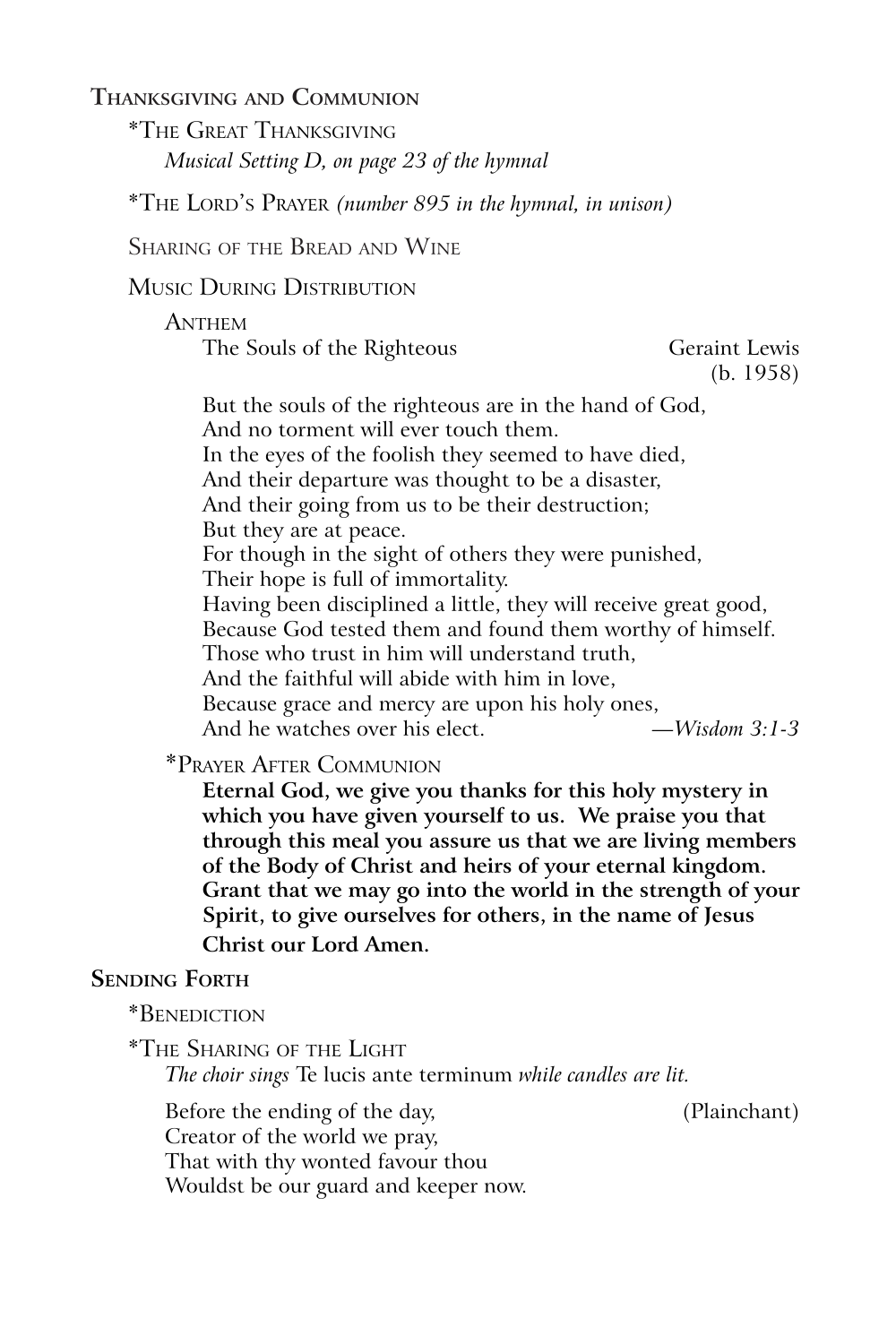## Thanksgiving and Communion

\*The Great Thanksgiving
*Musical Setting D, on page 23 of the hymnal*

\*The Lord's Prayer *(number 895 in the hymnal, in unison)*

Sharing of the Bread and Wine

Music During Distribution

Anthem
The Souls of the Righteous — Geraint Lewis (b. 1958)

But the souls of the righteous are in the hand of God,
And no torment will ever touch them.
In the eyes of the foolish they seemed to have died,
And their departure was thought to be a disaster,
And their going from us to be their destruction;
But they are at peace.
For though in the sight of others they were punished,
Their hope is full of immortality.
Having been disciplined a little, they will receive great good,
Because God tested them and found them worthy of himself.
Those who trust in him will understand truth,
And the faithful will abide with him in love,
Because grace and mercy are upon his holy ones,
And he watches over his elect. —*Wisdom 3:1-3*

\*Prayer After Communion
**Eternal God, we give you thanks for this holy mystery in which you have given yourself to us. We praise you that through this meal you assure us that we are living members of the Body of Christ and heirs of your eternal kingdom. Grant that we may go into the world in the strength of your Spirit, to give ourselves for others, in the name of Jesus Christ our Lord Amen.**

## Sending Forth

\*Benediction

\*The Sharing of the Light
*The choir sings* Te lucis ante terminum *while candles are lit.*

Before the ending of the day, (Plainchant)
Creator of the world we pray,
That with thy wonted favour thou
Wouldst be our guard and keeper now.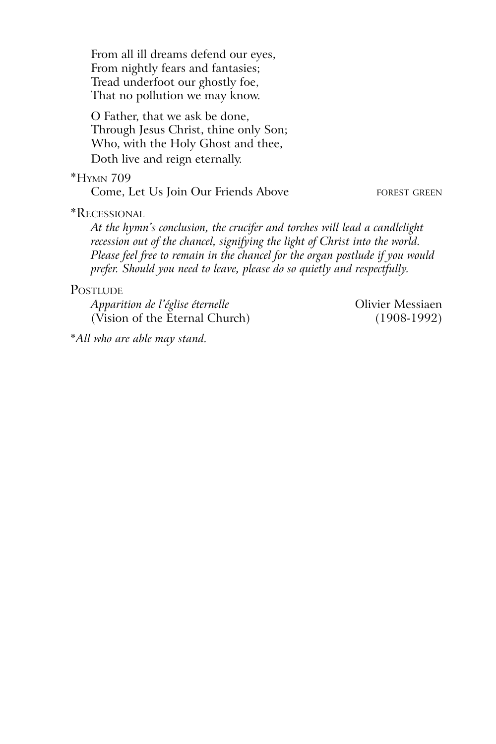From all ill dreams defend our eyes,  
From nightly fears and fantasies;  
Tread underfoot our ghostly foe,  
That no pollution we may know.

O Father, that we ask be done,  
Through Jesus Christ, thine only Son;  
Who, with the Holy Ghost and thee,  
Doth live and reign eternally.

*HYMN 709

Come, Let Us Join Our Friends Above — FOREST GREEN

*RECESSIONAL

*At the hymn's conclusion, the crucifer and torches will lead a candlelight recession out of the chancel, signifying the light of Christ into the world. Please feel free to remain in the chancel for the organ postlude if you would prefer. Should you need to leave, please do so quietly and respectfully.*

POSTLUDE

*Apparition de l'église éternelle* — Olivier Messiaen  
(Vision of the Eternal Church) — (1908-1992)

**All who are able may stand.*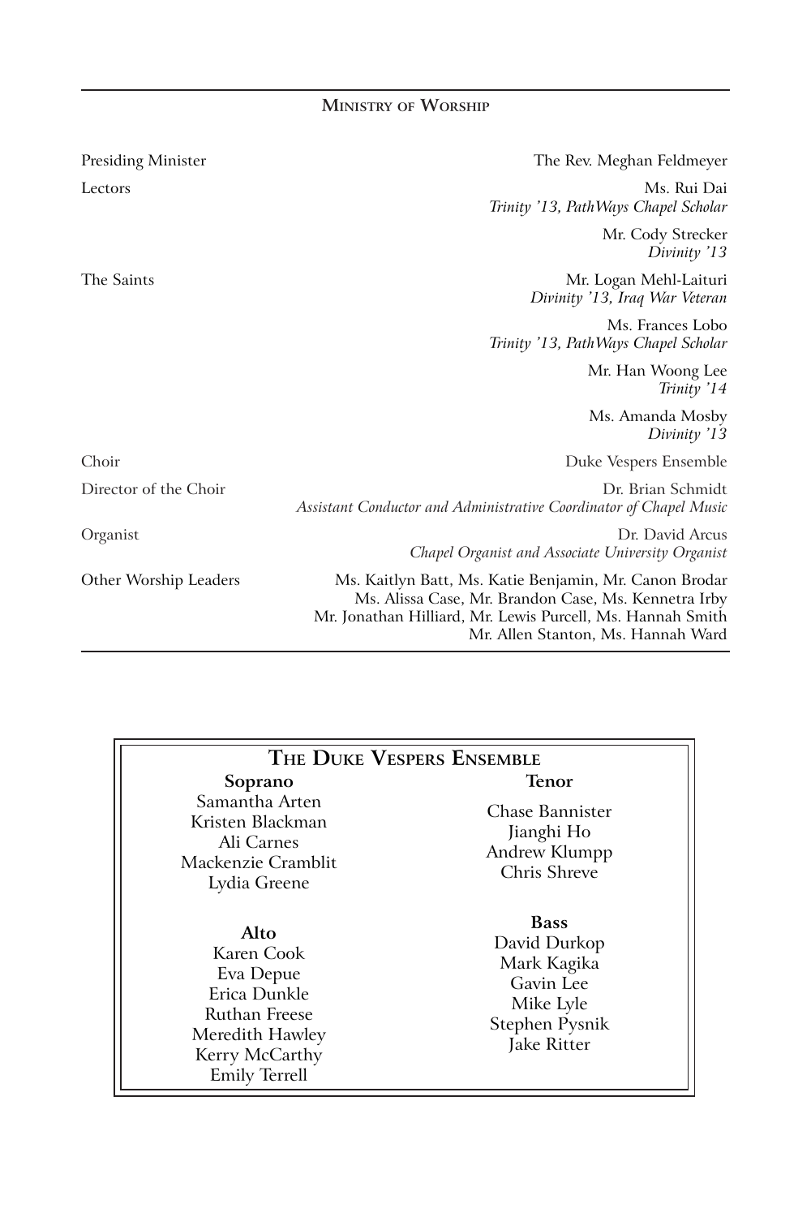## Ministry of Worship

| | |
|---|---|
| Presiding Minister | The Rev. Meghan Feldmeyer |
| Lectors | Ms. Rui Dai<br>*Trinity '13, PathWays Chapel Scholar* |
| | Mr. Cody Strecker<br>*Divinity '13* |
| The Saints | Mr. Logan Mehl-Laituri<br>*Divinity '13, Iraq War Veteran* |
| | Ms. Frances Lobo<br>*Trinity '13, PathWays Chapel Scholar* |
| | Mr. Han Woong Lee<br>*Trinity '14* |
| | Ms. Amanda Mosby<br>*Divinity '13* |
| Choir | Duke Vespers Ensemble |
| Director of the Choir | Dr. Brian Schmidt<br>*Assistant Conductor and Administrative Coordinator of Chapel Music* |
| Organist | Dr. David Arcus<br>*Chapel Organist and Associate University Organist* |
| Other Worship Leaders | Ms. Kaitlyn Batt, Ms. Katie Benjamin, Mr. Canon Brodar<br>Ms. Alissa Case, Mr. Brandon Case, Ms. Kennetra Irby<br>Mr. Jonathan Hilliard, Mr. Lewis Purcell, Ms. Hannah Smith<br>Mr. Allen Stanton, Ms. Hannah Ward |

## The Duke Vespers Ensemble

**Soprano**
Samantha Arten
Kristen Blackman
Ali Carnes
Mackenzie Cramblit
Lydia Greene

**Alto**
Karen Cook
Eva Depue
Erica Dunkle
Ruthan Freese
Meredith Hawley
Kerry McCarthy
Emily Terrell

**Tenor**
Chase Bannister
Jianghi Ho
Andrew Klumpp
Chris Shreve

**Bass**
David Durkop
Mark Kagika
Gavin Lee
Mike Lyle
Stephen Pysnik
Jake Ritter